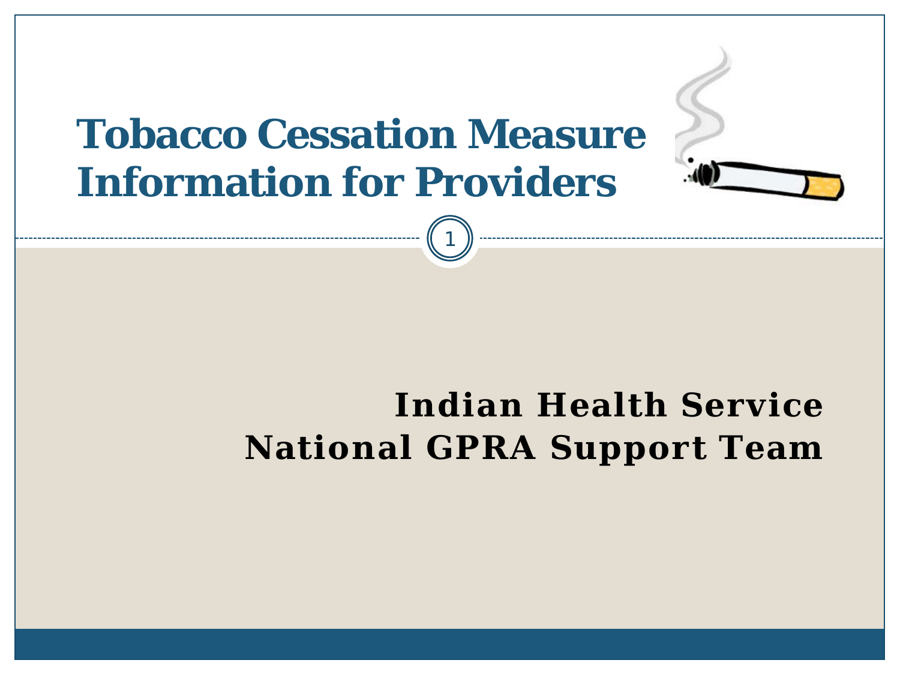# Tobacco Cessation Measure Information for Providers

**Indian Health Service**
**National GPRA Support Team**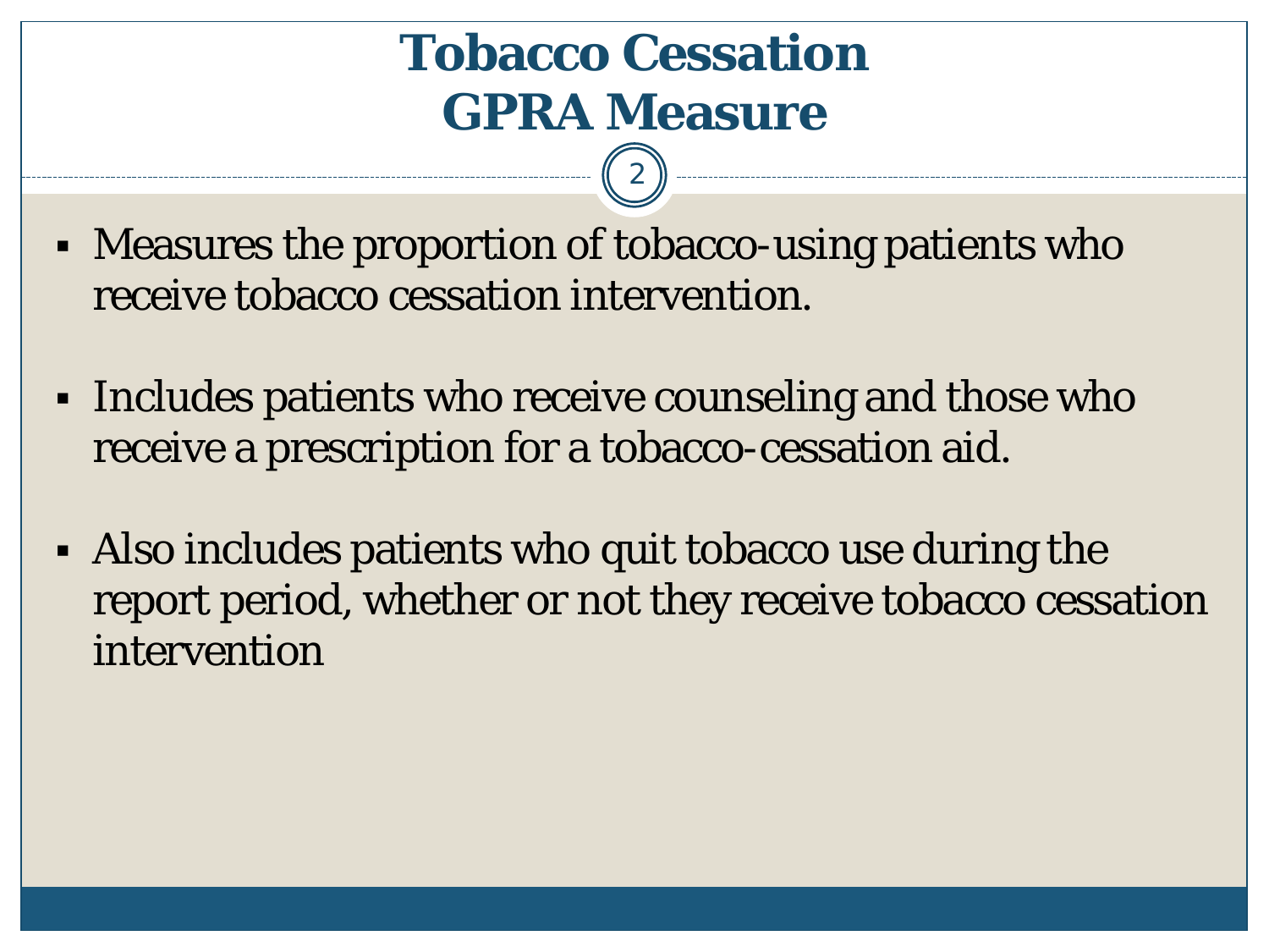# Tobacco Cessation GPRA Measure

- Measures the proportion of tobacco-using patients who receive tobacco cessation intervention.
- Includes patients who receive counseling and those who receive a prescription for a tobacco-cessation aid.
- Also includes patients who quit tobacco use during the report period, whether or not they receive tobacco cessation intervention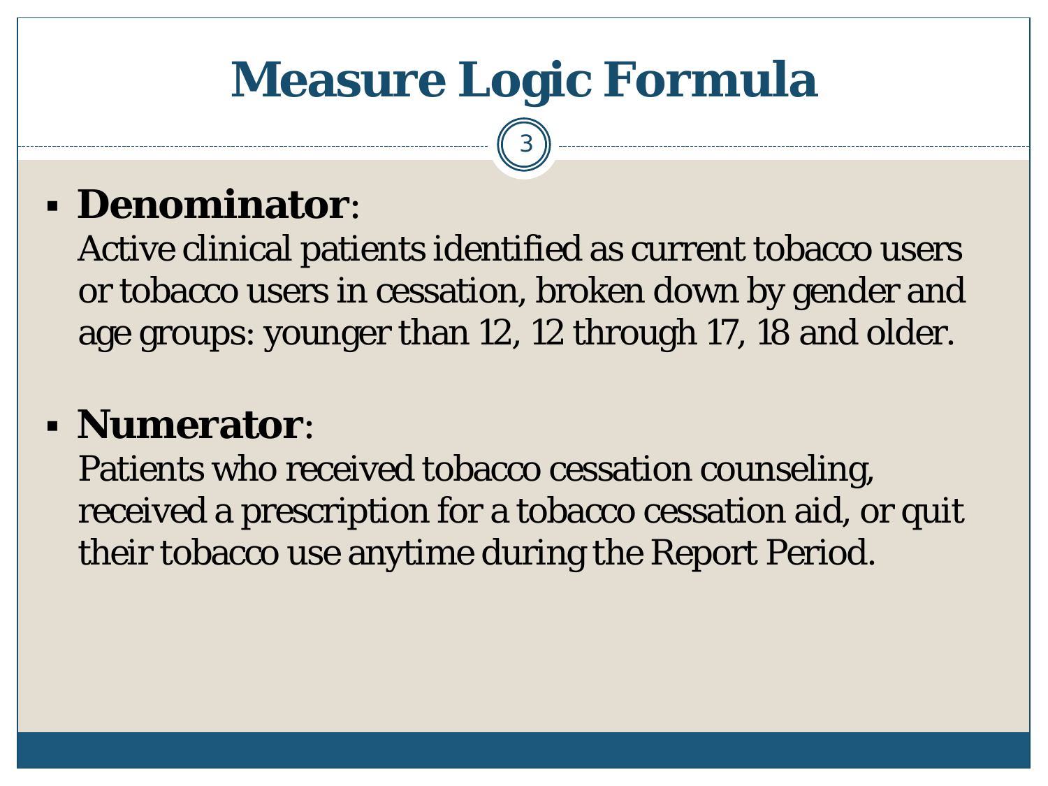# Measure Logic Formula

- **Denominator**:
  Active clinical patients identified as current tobacco users or tobacco users in cessation, broken down by gender and age groups: younger than 12, 12 through 17, 18 and older.

- **Numerator**:
  Patients who received tobacco cessation counseling, received a prescription for a tobacco cessation aid, or quit their tobacco use anytime during the Report Period.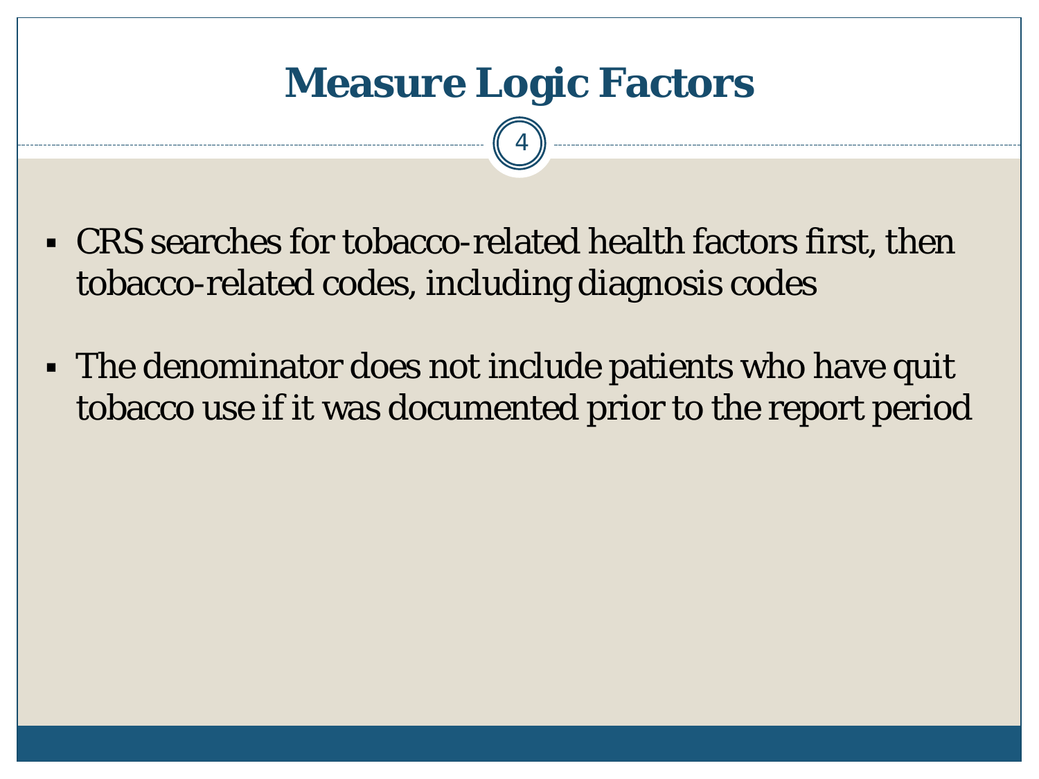# Measure Logic Factors

- CRS searches for tobacco-related health factors first, then tobacco-related codes, including diagnosis codes
- The denominator does not include patients who have quit tobacco use if it was documented prior to the report period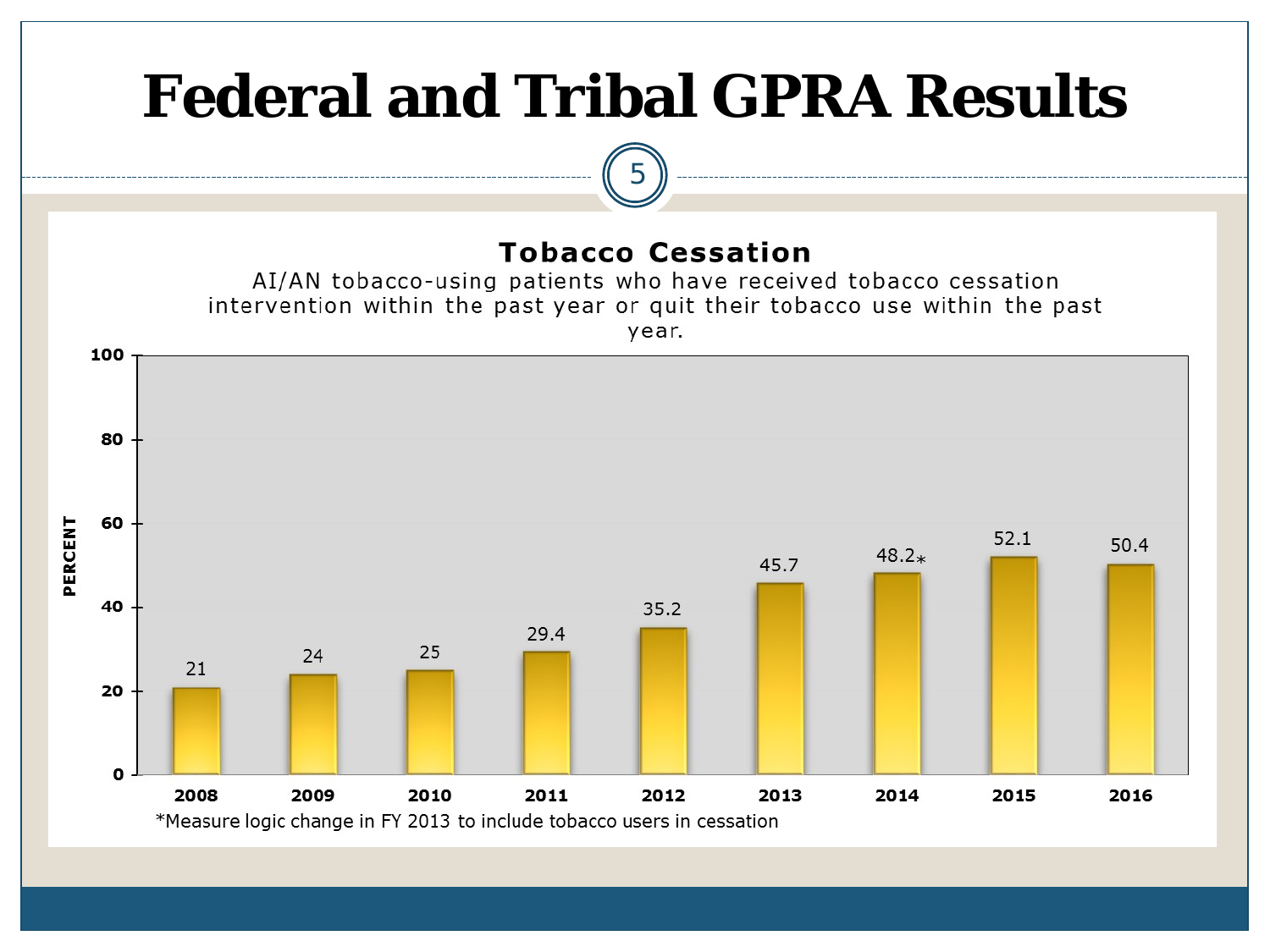# Federal and Tribal GPRA Results

## Tobacco Cessation

AI/AN tobacco-using patients who have received tobacco cessation intervention within the past year or quit their tobacco use within the past year.

| Year | Percent |
|---|---|
| 2008 | 21 |
| 2009 | 24 |
| 2010 | 25 |
| 2011 | 29.4 |
| 2012 | 35.2 |
| 2013 | 45.7 |
| 2014 | 48.2* |
| 2015 | 52.1 |
| 2016 | 50.4 |

*Measure logic change in FY 2013 to include tobacco users in cessation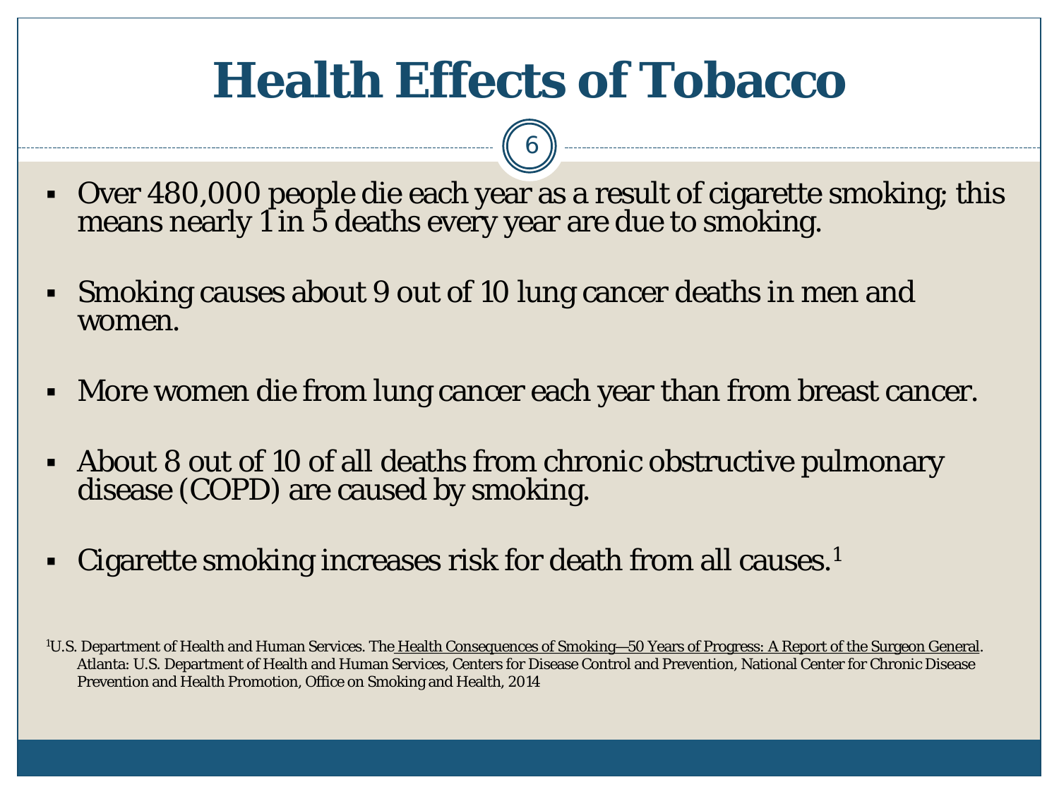# Health Effects of Tobacco

- Over 480,000 people die each year as a result of cigarette smoking; this means nearly 1 in 5 deaths every year are due to smoking.
- Smoking causes about 9 out of 10 lung cancer deaths in men and women.
- More women die from lung cancer each year than from breast cancer.
- About 8 out of 10 of all deaths from chronic obstructive pulmonary disease (COPD) are caused by smoking.
- Cigarette smoking increases risk for death from all causes.[1]

[1]U.S. Department of Health and Human Services. The Health Consequences of Smoking—50 Years of Progress: A Report of the Surgeon General. Atlanta: U.S. Department of Health and Human Services, Centers for Disease Control and Prevention, National Center for Chronic Disease Prevention and Health Promotion, Office on Smoking and Health, 2014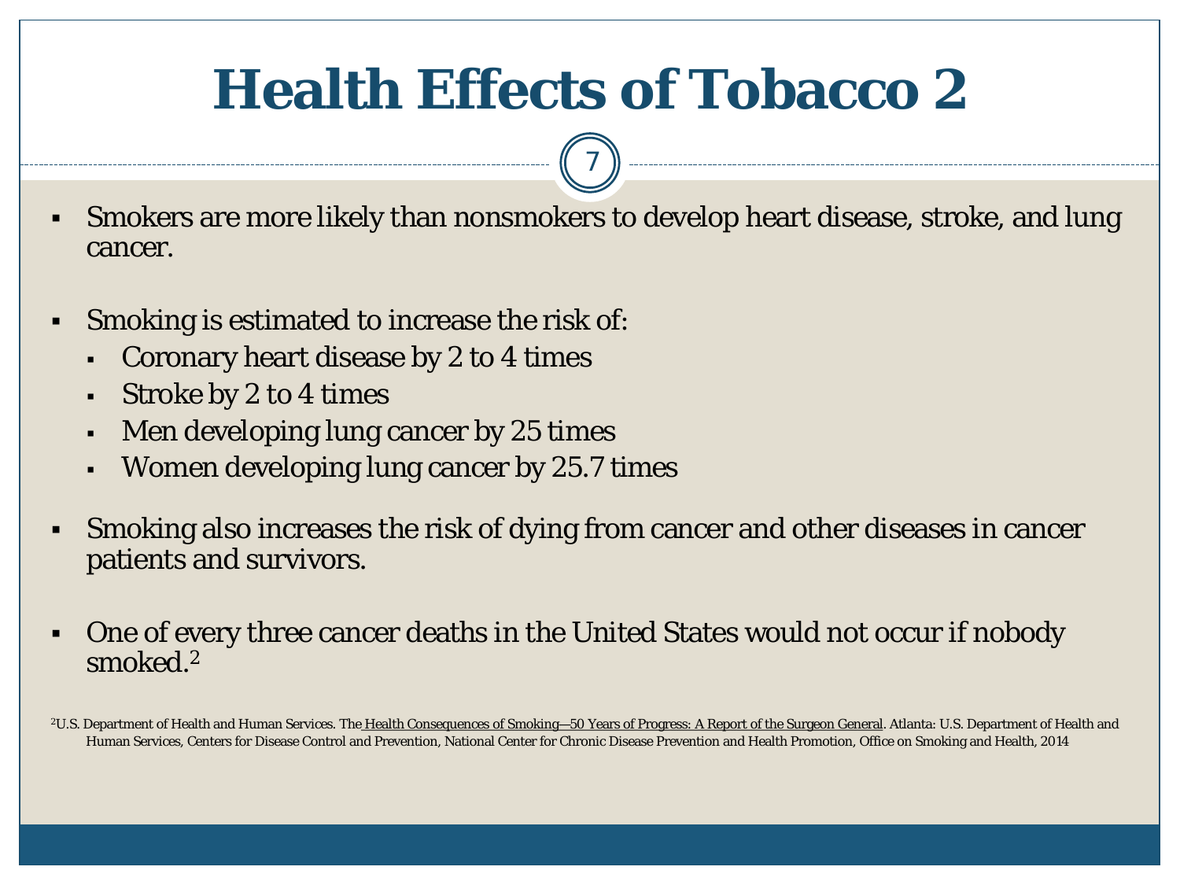# Health Effects of Tobacco 2

- Smokers are more likely than nonsmokers to develop heart disease, stroke, and lung cancer.
- Smoking is estimated to increase the risk of:
  - Coronary heart disease by 2 to 4 times
  - Stroke by 2 to 4 times
  - Men developing lung cancer by 25 times
  - Women developing lung cancer by 25.7 times
- Smoking also increases the risk of dying from cancer and other diseases in cancer patients and survivors.
- One of every three cancer deaths in the United States would not occur if nobody smoked.[2]

[2]U.S. Department of Health and Human Services. The Health Consequences of Smoking—50 Years of Progress: A Report of the Surgeon General. Atlanta: U.S. Department of Health and Human Services, Centers for Disease Control and Prevention, National Center for Chronic Disease Prevention and Health Promotion, Office on Smoking and Health, 2014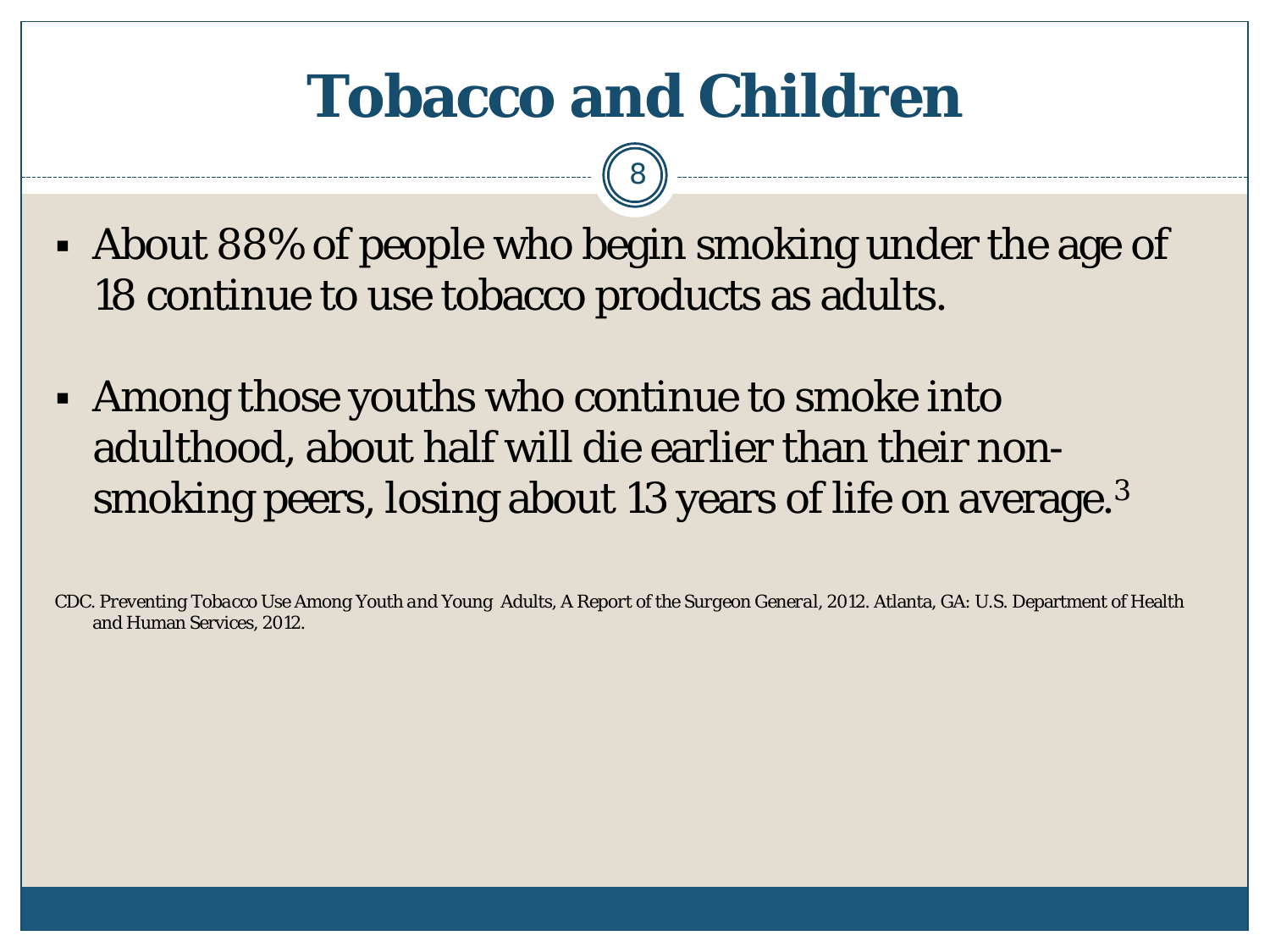# Tobacco and Children

- About 88% of people who begin smoking under the age of 18 continue to use tobacco products as adults.
- Among those youths who continue to smoke into adulthood, about half will die earlier than their non-smoking peers, losing about 13 years of life on average.[3]

CDC. *Preventing Tobacco Use Among Youth and Young Adults, A Report of the Surgeon General*, 2012. Atlanta, GA: U.S. Department of Health and Human Services, 2012.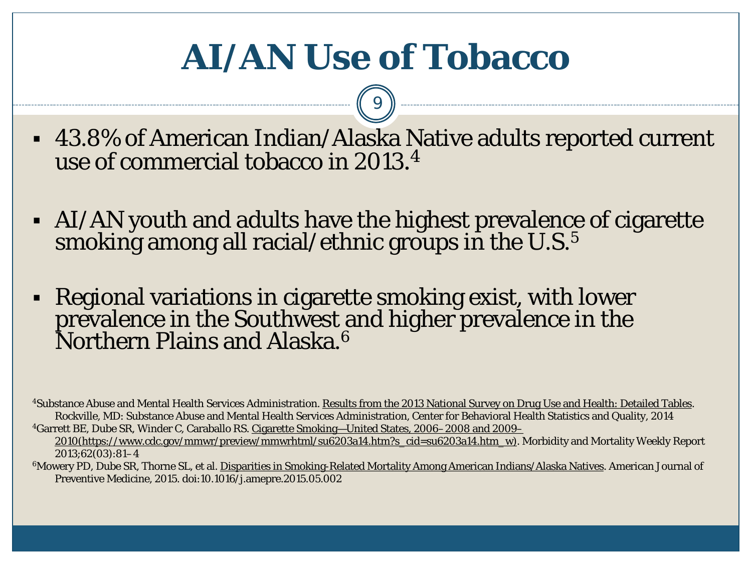# AI/AN Use of Tobacco

- 43.8% of American Indian/Alaska Native adults reported current use of commercial tobacco in 2013.[4]
- AI/AN youth and adults have the highest prevalence of cigarette smoking among all racial/ethnic groups in the U.S.[5]
- Regional variations in cigarette smoking exist, with lower prevalence in the Southwest and higher prevalence in the Northern Plains and Alaska.[6]

[4]Substance Abuse and Mental Health Services Administration. Results from the 2013 National Survey on Drug Use and Health: Detailed Tables. Rockville, MD: Substance Abuse and Mental Health Services Administration, Center for Behavioral Health Statistics and Quality, 2014

[4]Garrett BE, Dube SR, Winder C, Caraballo RS. Cigarette Smoking—United States, 2006–2008 and 2009–2010(https://www.cdc.gov/mmwr/preview/mmwrhtml/su6203a14.htm?s_cid=su6203a14.htm_w). Morbidity and Mortality Weekly Report 2013;62(03):81–4

[6]Mowery PD, Dube SR, Thorne SL, et al. Disparities in Smoking-Related Mortality Among American Indians/Alaska Natives. American Journal of Preventive Medicine, 2015. doi:10.1016/j.amepre.2015.05.002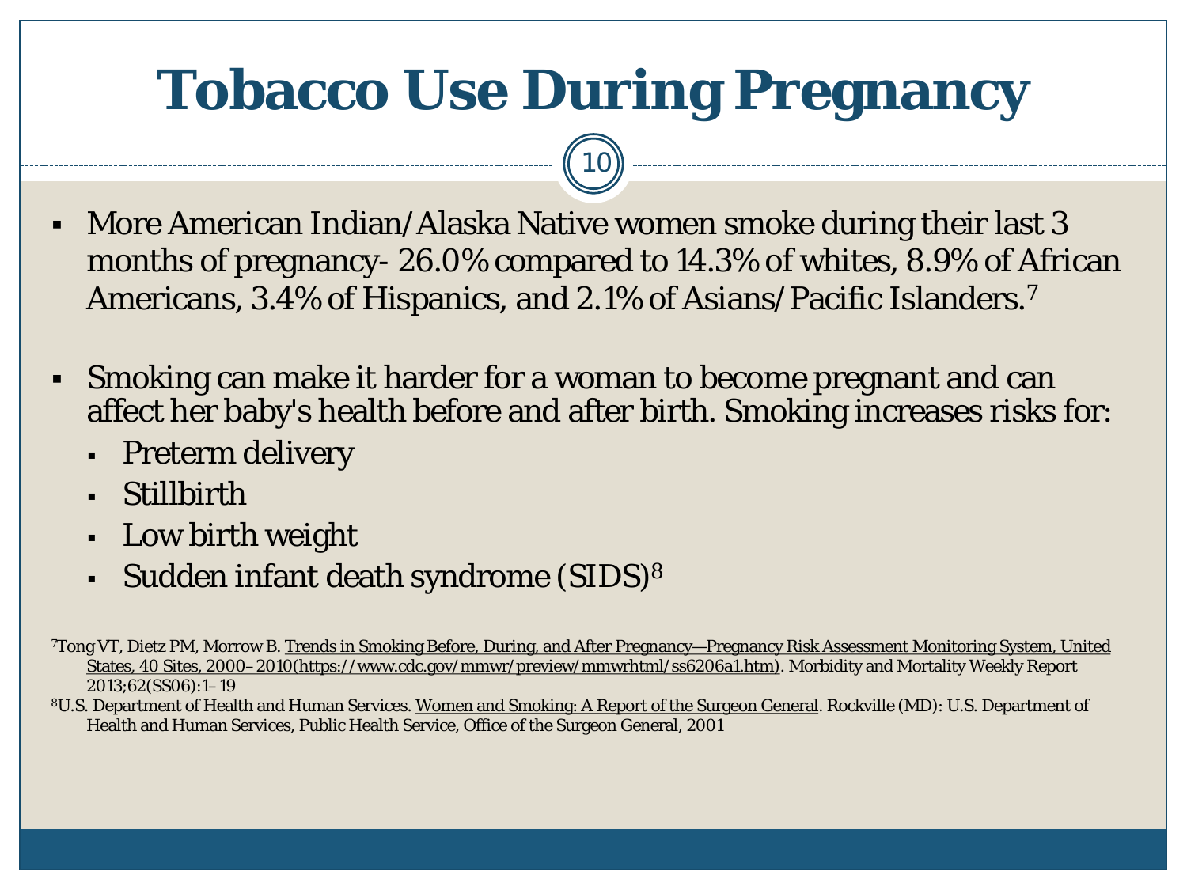# Tobacco Use During Pregnancy

- More American Indian/Alaska Native women smoke during their last 3 months of pregnancy- 26.0% compared to 14.3% of whites, 8.9% of African Americans, 3.4% of Hispanics, and 2.1% of Asians/Pacific Islanders.[7]

- Smoking can make it harder for a woman to become pregnant and can affect her baby's health before and after birth. Smoking increases risks for:
  - Preterm delivery
  - Stillbirth
  - Low birth weight
  - Sudden infant death syndrome (SIDS)[8]

[7]Tong VT, Dietz PM, Morrow B. Trends in Smoking Before, During, and After Pregnancy—Pregnancy Risk Assessment Monitoring System, United States, 40 Sites, 2000–2010(https://www.cdc.gov/mmwr/preview/mmwrhtml/ss6206a1.htm). Morbidity and Mortality Weekly Report 2013;62(SS06):1–19

[8]U.S. Department of Health and Human Services. Women and Smoking: A Report of the Surgeon General. Rockville (MD): U.S. Department of Health and Human Services, Public Health Service, Office of the Surgeon General, 2001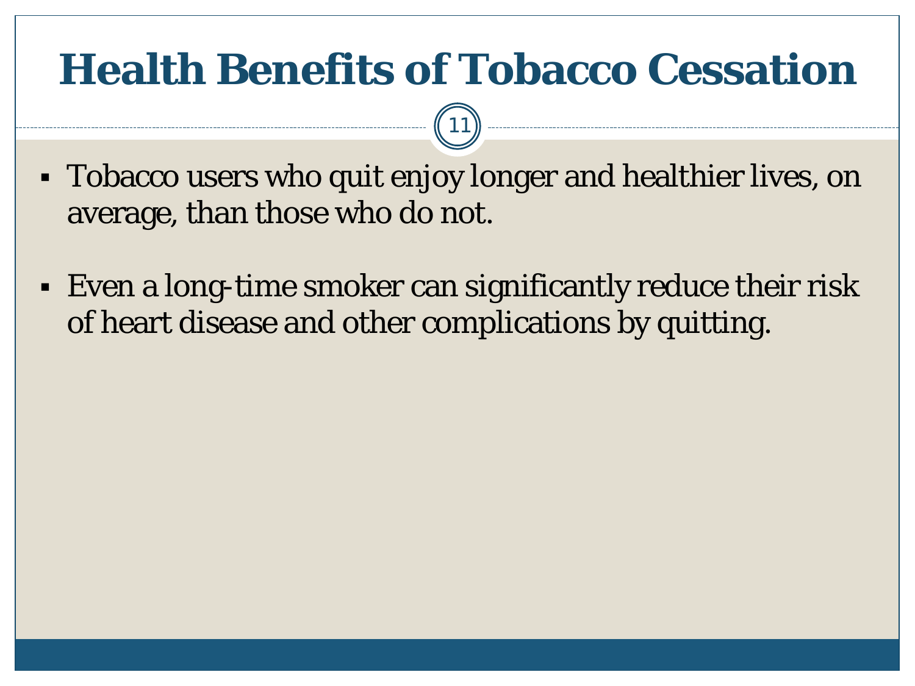# Health Benefits of Tobacco Cessation

- Tobacco users who quit enjoy longer and healthier lives, on average, than those who do not.
- Even a long-time smoker can significantly reduce their risk of heart disease and other complications by quitting.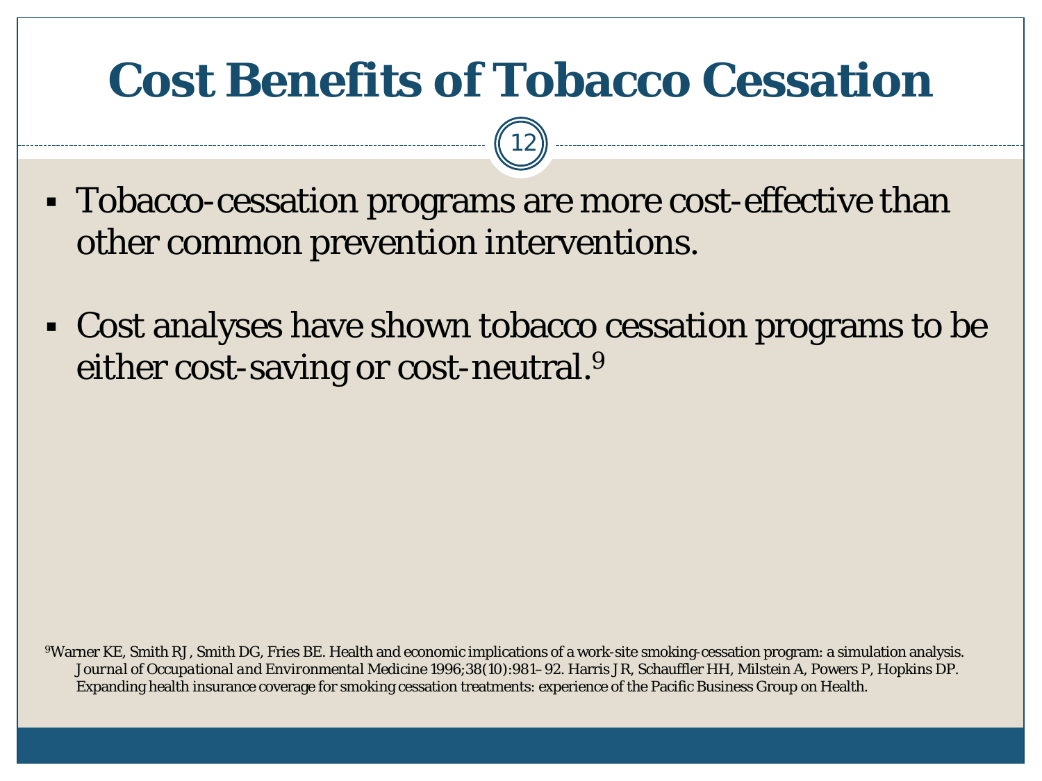# Cost Benefits of Tobacco Cessation

- Tobacco-cessation programs are more cost-effective than other common prevention interventions.
- Cost analyses have shown tobacco cessation programs to be either cost-saving or cost-neutral.[9]

[9]Warner KE, Smith RJ, Smith DG, Fries BE. Health and economic implications of a work-site smoking-cessation program: a simulation analysis. *Journal of Occupational and Environmental Medicine* 1996;38(10):981–92. Harris JR, Schauffler HH, Milstein A, Powers P, Hopkins DP. Expanding health insurance coverage for smoking cessation treatments: experience of the Pacific Business Group on Health.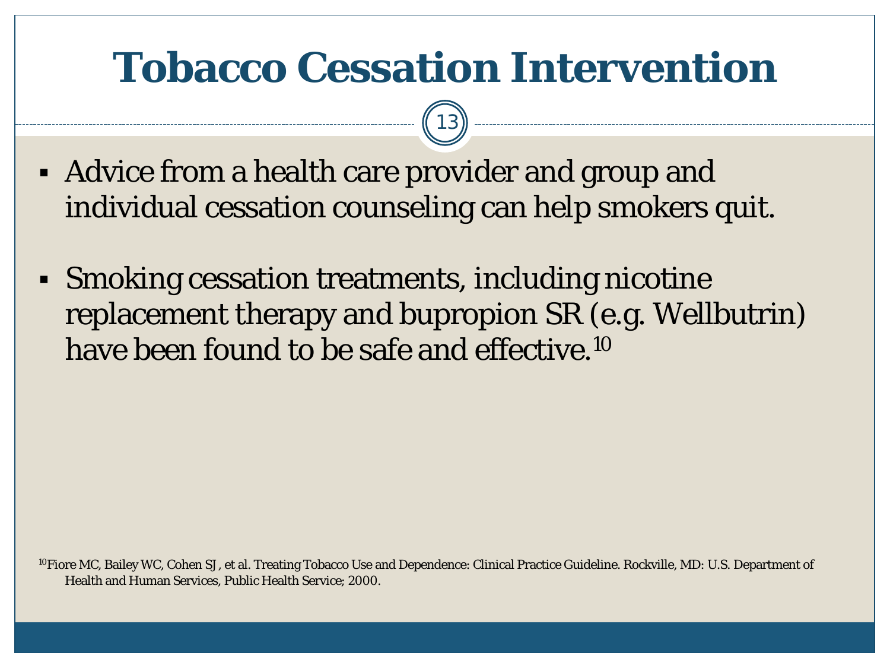# Tobacco Cessation Intervention

- Advice from a health care provider and group and individual cessation counseling can help smokers quit.

- Smoking cessation treatments, including nicotine replacement therapy and bupropion SR (e.g. Wellbutrin) have been found to be safe and effective.[10]

[10]Fiore MC, Bailey WC, Cohen SJ, et al. Treating Tobacco Use and Dependence: Clinical Practice Guideline. Rockville, MD: U.S. Department of Health and Human Services, Public Health Service; 2000.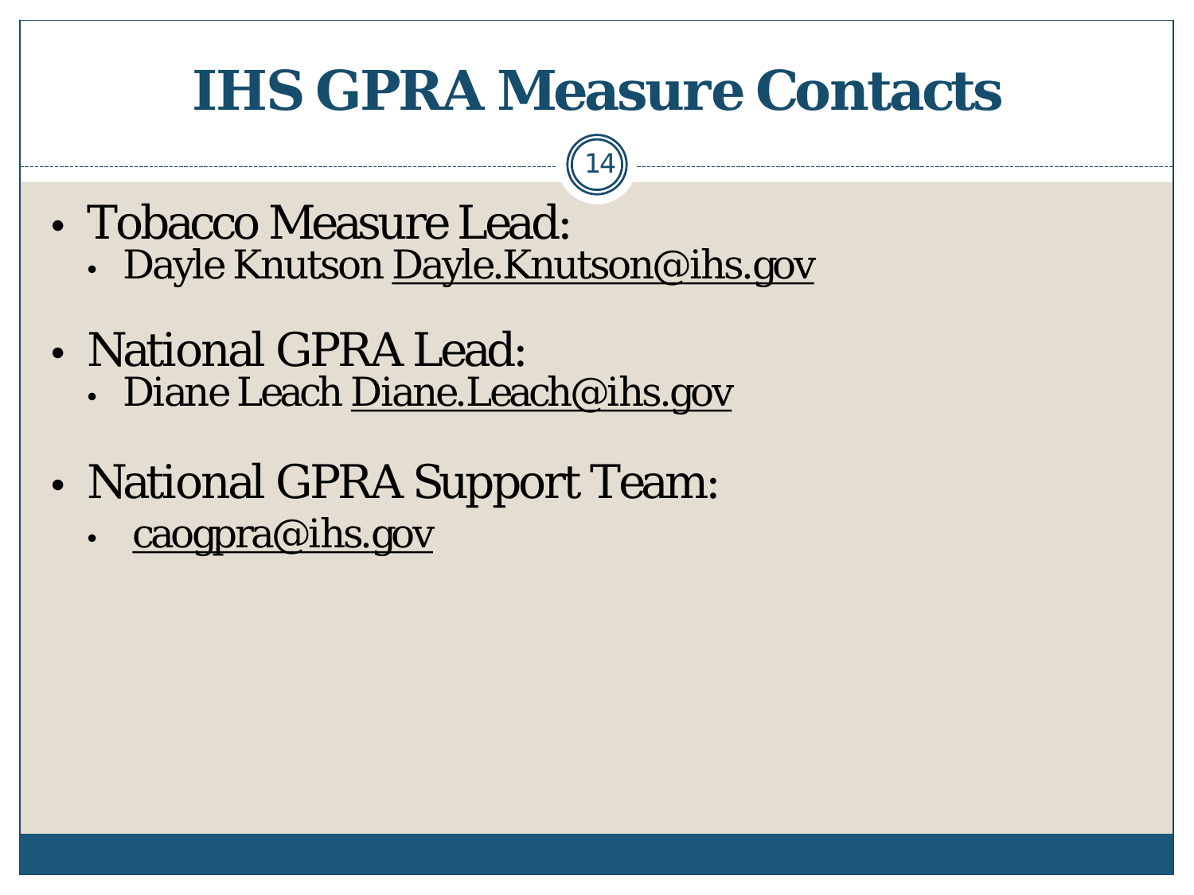# IHS GPRA Measure Contacts

- Tobacco Measure Lead:
  - Dayle Knutson Dayle.Knutson@ihs.gov
- National GPRA Lead:
  - Diane Leach Diane.Leach@ihs.gov
- National GPRA Support Team:
  - caogpra@ihs.gov